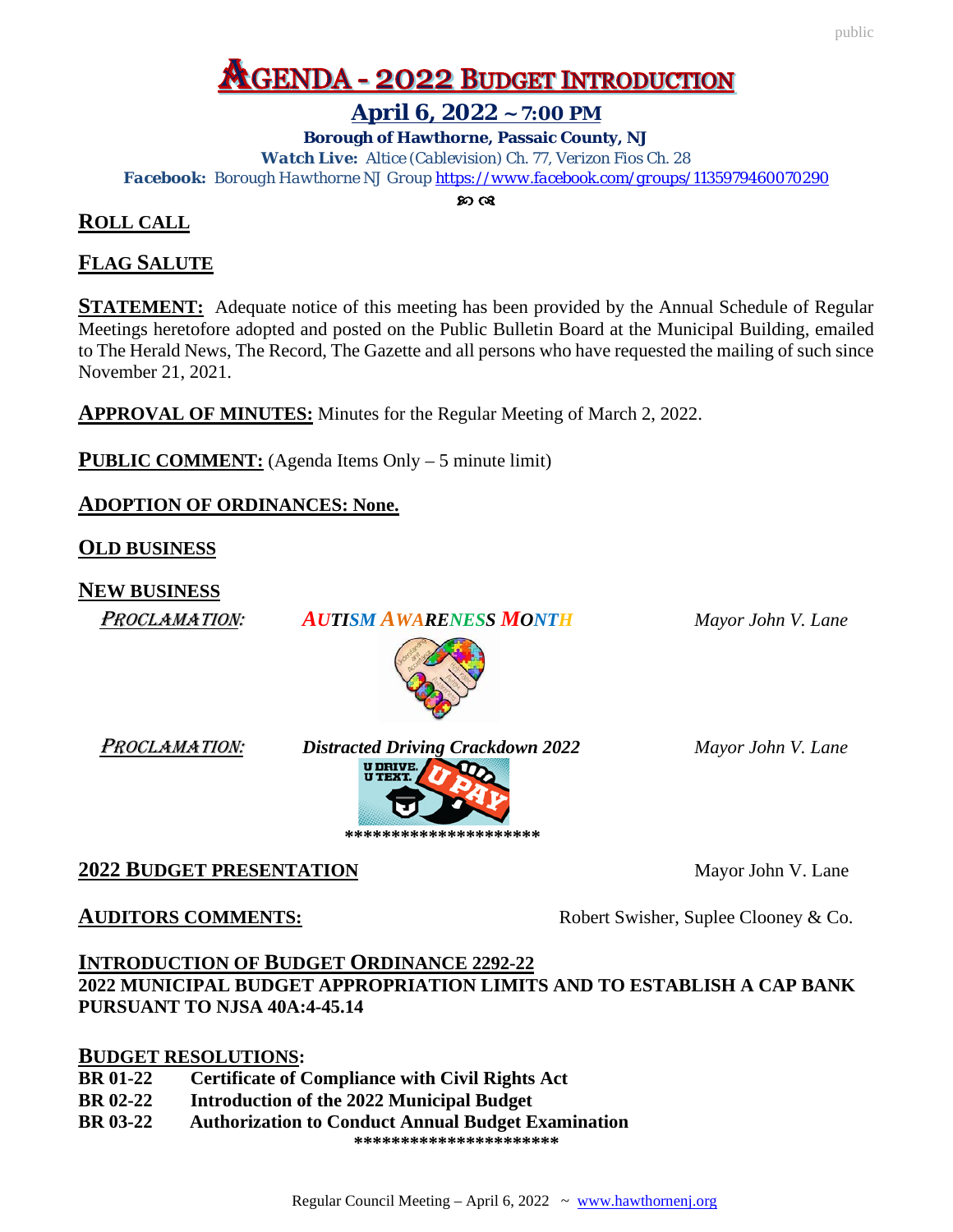# AGENDA - 2022 BUDGET INTRODUCTION

## April 6, 2022 ~ 7:00 PM

**Borough of Hawthorne, Passaic County, NJ**

**Watch Live:** Altice (Cablevision) Ch. 77, Verizon Fios Ch. 28

**Facebook:** Borough Hawthorne NJ Group https://www.facebook.com/groups/1135979460070290

## ROLL CALL

## FLAG SALUTE

**STATEMENT:** Adequate notice of this meeting has been provided by the Annual Schedule of Regular Meetings heretofore adopted and posted on the Public Bulletin Board at the Municipal Building, emailed to The Herald News, The Record, The Gazette and all persons who have requested the mailing of such since November 21, 2021.

**APPROVAL OF MINUTES:** Minutes for the Regular Meeting of March 2, 2022.

**PUBLIC COMMENT:** (Agenda Items Only – 5 minute limit)

**ADOPTION OF ORDINANCES: None.**

## OLD BUSINESS

## NEW BUSINESS

*PROCLAMATION:* ***AUTISM AWARENESS MONTH*** *Mayor John V. Lane*

*PROCLAMATION:* ***Distracted Driving Crackdown 2022*** *Mayor John V. Lane*

********************

**2022 BUDGET PRESENTATION** Mayor John V. Lane

**AUDITORS COMMENTS:** Robert Swisher, Suplee Clooney & Co.

**INTRODUCTION OF BUDGET ORDINANCE 2292-22**
**2022 MUNICIPAL BUDGET APPROPRIATION LIMITS AND TO ESTABLISH A CAP BANK PURSUANT TO NJSA 40A:4-45.14**

**BUDGET RESOLUTIONS:**

- **BR 01-22** Certificate of Compliance with Civil Rights Act
- **BR 02-22** Introduction of the 2022 Municipal Budget
- **BR 03-22** Authorization to Conduct Annual Budget Examination

*********************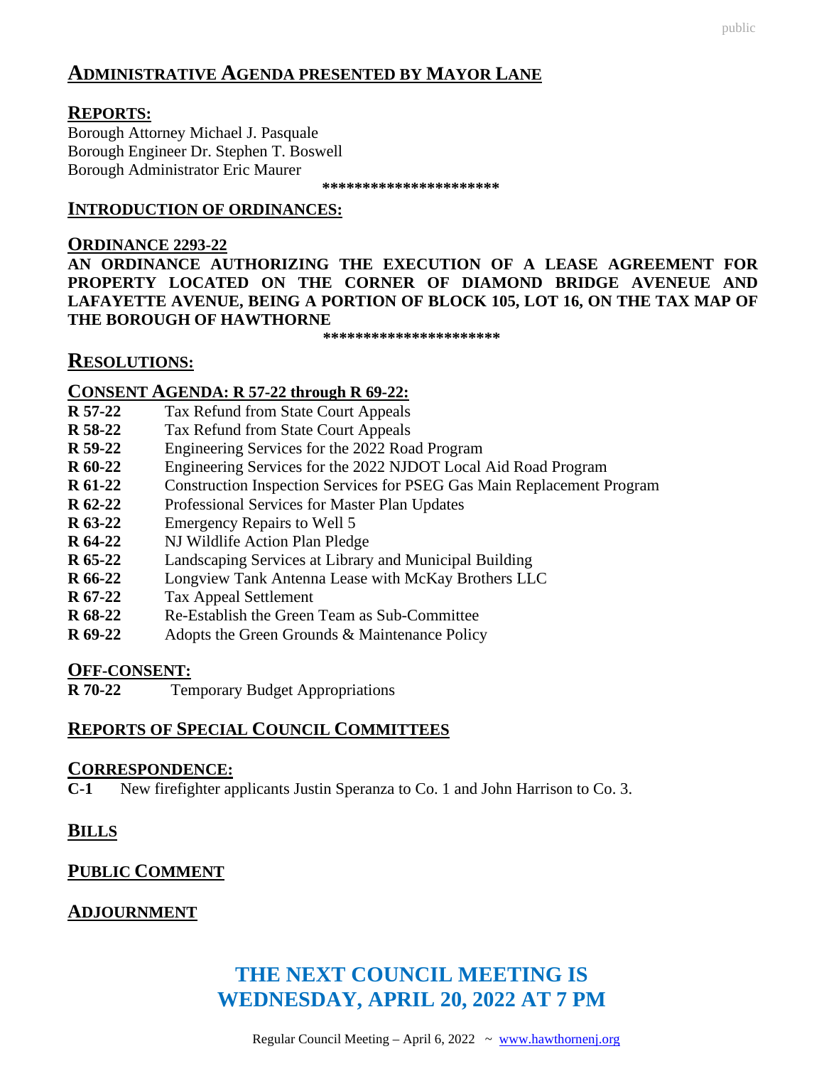## ADMINISTRATIVE AGENDA PRESENTED BY MAYOR LANE

### REPORTS:

Borough Attorney Michael J. Pasquale
Borough Engineer Dr. Stephen T. Boswell
Borough Administrator Eric Maurer

**********************

### INTRODUCTION OF ORDINANCES:

### ORDINANCE 2293-22

**AN ORDINANCE AUTHORIZING THE EXECUTION OF A LEASE AGREEMENT FOR PROPERTY LOCATED ON THE CORNER OF DIAMOND BRIDGE AVENEUE AND LAFAYETTE AVENUE, BEING A PORTION OF BLOCK 105, LOT 16, ON THE TAX MAP OF THE BOROUGH OF HAWTHORNE**

**********************

## RESOLUTIONS:

### CONSENT AGENDA: R 57-22 through R 69-22:

**R 57-22** Tax Refund from State Court Appeals
**R 58-22** Tax Refund from State Court Appeals
**R 59-22** Engineering Services for the 2022 Road Program
**R 60-22** Engineering Services for the 2022 NJDOT Local Aid Road Program
**R 61-22** Construction Inspection Services for PSEG Gas Main Replacement Program
**R 62-22** Professional Services for Master Plan Updates
**R 63-22** Emergency Repairs to Well 5
**R 64-22** NJ Wildlife Action Plan Pledge
**R 65-22** Landscaping Services at Library and Municipal Building
**R 66-22** Longview Tank Antenna Lease with McKay Brothers LLC
**R 67-22** Tax Appeal Settlement
**R 68-22** Re-Establish the Green Team as Sub-Committee
**R 69-22** Adopts the Green Grounds & Maintenance Policy

### OFF-CONSENT:

**R 70-22** Temporary Budget Appropriations

### REPORTS OF SPECIAL COUNCIL COMMITTEES

### CORRESPONDENCE:

**C-1** New firefighter applicants Justin Speranza to Co. 1 and John Harrison to Co. 3.

### BILLS

### PUBLIC COMMENT

### ADJOURNMENT

## THE NEXT COUNCIL MEETING IS WEDNESDAY, APRIL 20, 2022 AT 7 PM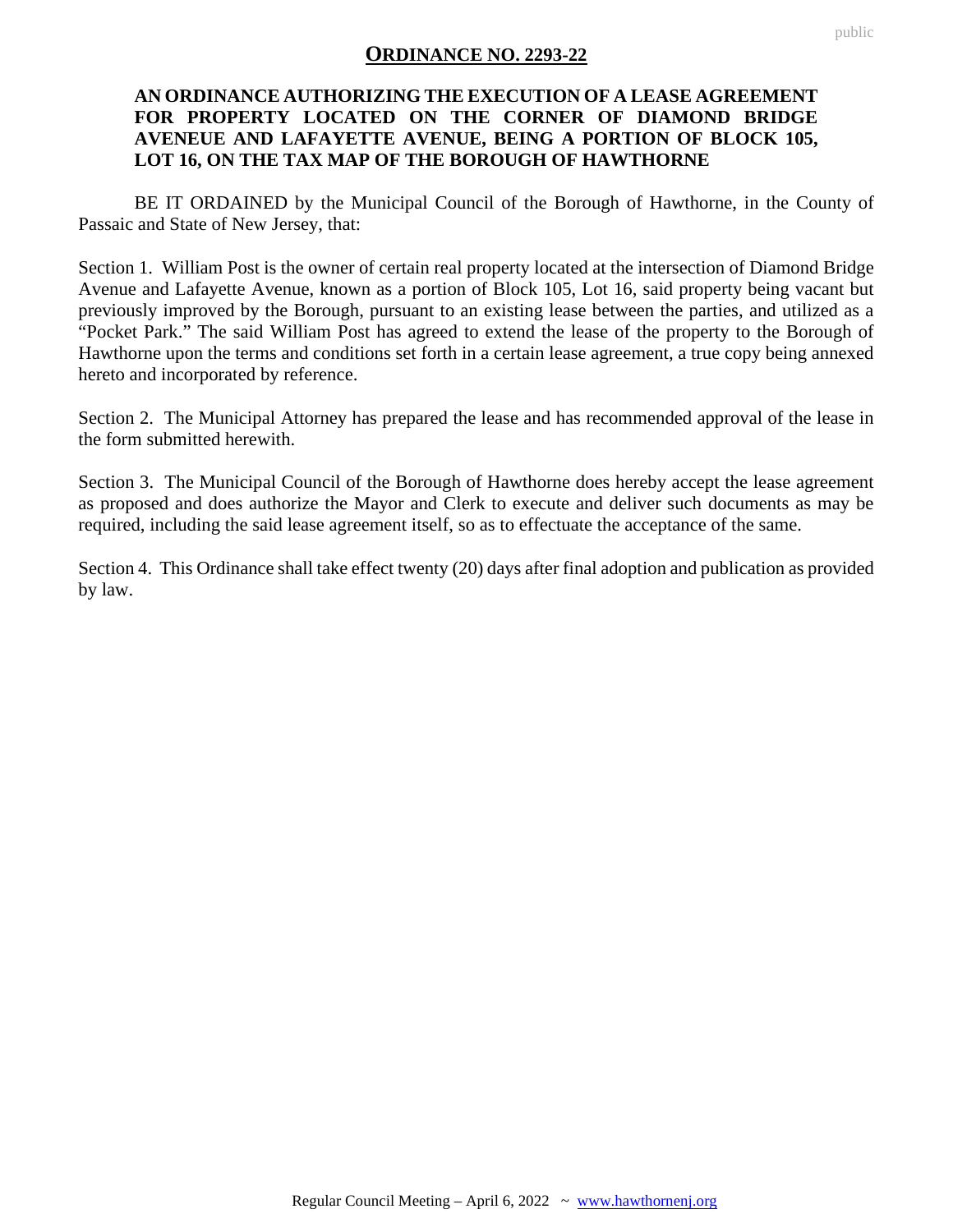## ORDINANCE NO. 2293-22

**AN ORDINANCE AUTHORIZING THE EXECUTION OF A LEASE AGREEMENT FOR PROPERTY LOCATED ON THE CORNER OF DIAMOND BRIDGE AVENEUE AND LAFAYETTE AVENUE, BEING A PORTION OF BLOCK 105, LOT 16, ON THE TAX MAP OF THE BOROUGH OF HAWTHORNE**

BE IT ORDAINED by the Municipal Council of the Borough of Hawthorne, in the County of Passaic and State of New Jersey, that:

Section 1. William Post is the owner of certain real property located at the intersection of Diamond Bridge Avenue and Lafayette Avenue, known as a portion of Block 105, Lot 16, said property being vacant but previously improved by the Borough, pursuant to an existing lease between the parties, and utilized as a "Pocket Park." The said William Post has agreed to extend the lease of the property to the Borough of Hawthorne upon the terms and conditions set forth in a certain lease agreement, a true copy being annexed hereto and incorporated by reference.

Section 2. The Municipal Attorney has prepared the lease and has recommended approval of the lease in the form submitted herewith.

Section 3. The Municipal Council of the Borough of Hawthorne does hereby accept the lease agreement as proposed and does authorize the Mayor and Clerk to execute and deliver such documents as may be required, including the said lease agreement itself, so as to effectuate the acceptance of the same.

Section 4. This Ordinance shall take effect twenty (20) days after final adoption and publication as provided by law.